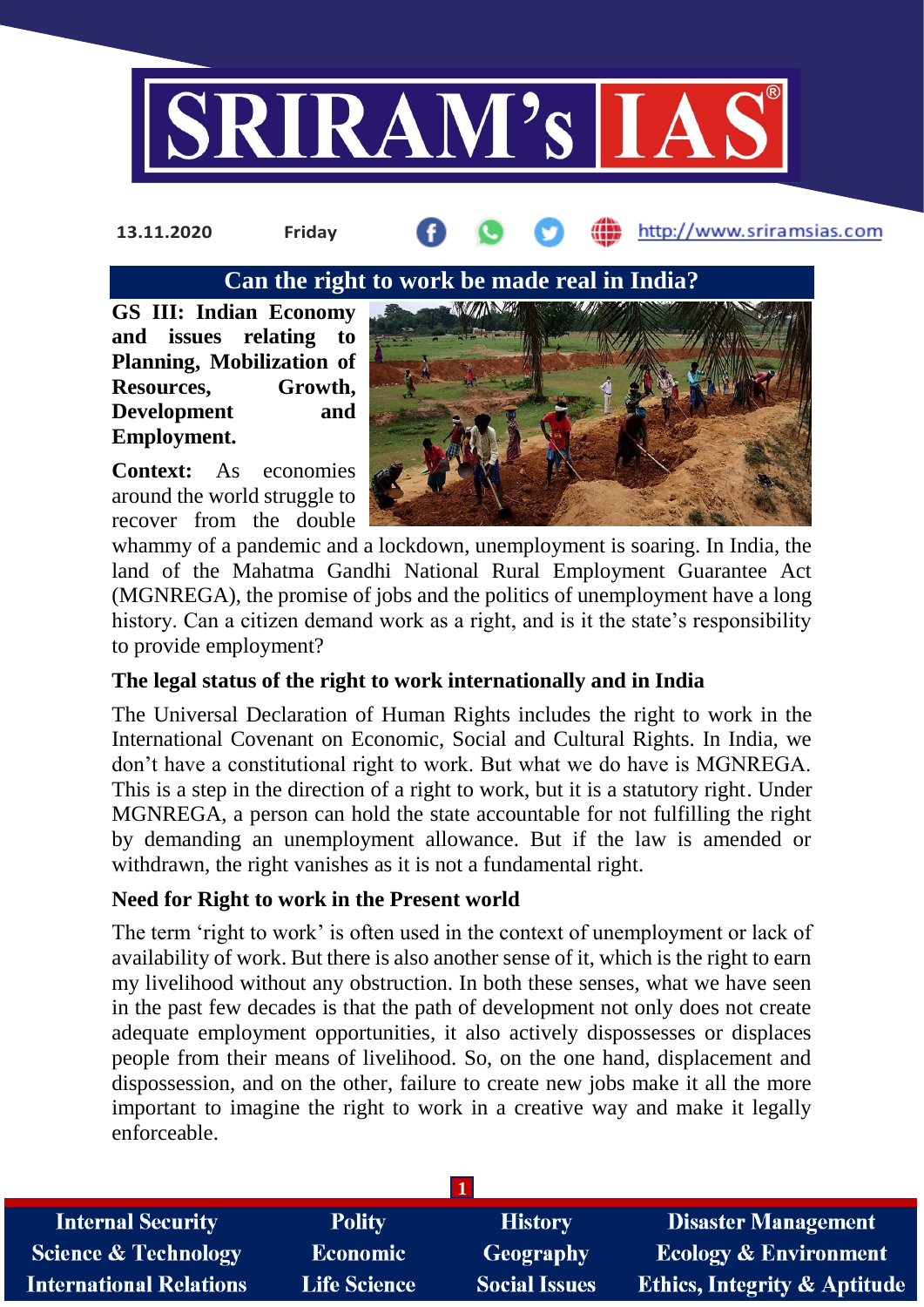13.11.2020 Friday http://www.sriramsias.com

# Can the right to work be made real in India?

**GS III: Indian Economy and issues relating to Planning, Mobilization of Resources, Growth, Development and Employment.**

**Context:** As economies around the world struggle to recover from the double whammy of a pandemic and a lockdown, unemployment is soaring. In India, the land of the Mahatma Gandhi National Rural Employment Guarantee Act (MGNREGA), the promise of jobs and the politics of unemployment have a long history. Can a citizen demand work as a right, and is it the state's responsibility to provide employment?

### The legal status of the right to work internationally and in India

The Universal Declaration of Human Rights includes the right to work in the International Covenant on Economic, Social and Cultural Rights. In India, we don't have a constitutional right to work. But what we do have is MGNREGA. This is a step in the direction of a right to work, but it is a statutory right. Under MGNREGA, a person can hold the state accountable for not fulfilling the right by demanding an unemployment allowance. But if the law is amended or withdrawn, the right vanishes as it is not a fundamental right.

### Need for Right to work in the Present world

The term 'right to work' is often used in the context of unemployment or lack of availability of work. But there is also another sense of it, which is the right to earn my livelihood without any obstruction. In both these senses, what we have seen in the past few decades is that the path of development not only does not create adequate employment opportunities, it also actively dispossesses or displaces people from their means of livelihood. So, on the one hand, displacement and dispossession, and on the other, failure to create new jobs make it all the more important to imagine the right to work in a creative way and make it legally enforceable.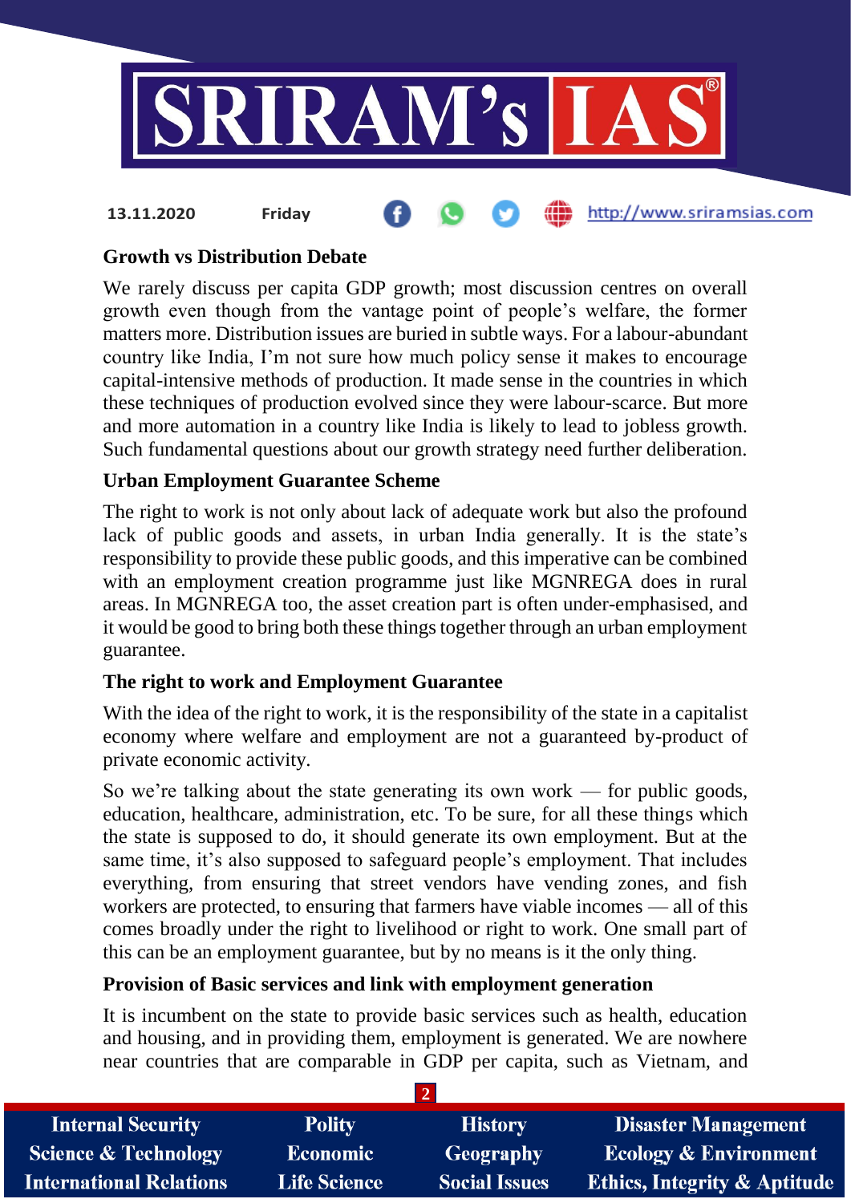**Growth vs Distribution Debate**

We rarely discuss per capita GDP growth; most discussion centres on overall growth even though from the vantage point of people's welfare, the former matters more. Distribution issues are buried in subtle ways. For a labour-abundant country like India, I'm not sure how much policy sense it makes to encourage capital-intensive methods of production. It made sense in the countries in which these techniques of production evolved since they were labour-scarce. But more and more automation in a country like India is likely to lead to jobless growth. Such fundamental questions about our growth strategy need further deliberation.

**Urban Employment Guarantee Scheme**

The right to work is not only about lack of adequate work but also the profound lack of public goods and assets, in urban India generally. It is the state's responsibility to provide these public goods, and this imperative can be combined with an employment creation programme just like MGNREGA does in rural areas. In MGNREGA too, the asset creation part is often under-emphasised, and it would be good to bring both these things together through an urban employment guarantee.

**The right to work and Employment Guarantee**

With the idea of the right to work, it is the responsibility of the state in a capitalist economy where welfare and employment are not a guaranteed by-product of private economic activity.

So we're talking about the state generating its own work — for public goods, education, healthcare, administration, etc. To be sure, for all these things which the state is supposed to do, it should generate its own employment. But at the same time, it's also supposed to safeguard people's employment. That includes everything, from ensuring that street vendors have vending zones, and fish workers are protected, to ensuring that farmers have viable incomes — all of this comes broadly under the right to livelihood or right to work. One small part of this can be an employment guarantee, but by no means is it the only thing.

**Provision of Basic services and link with employment generation**

It is incumbent on the state to provide basic services such as health, education and housing, and in providing them, employment is generated. We are nowhere near countries that are comparable in GDP per capita, such as Vietnam, and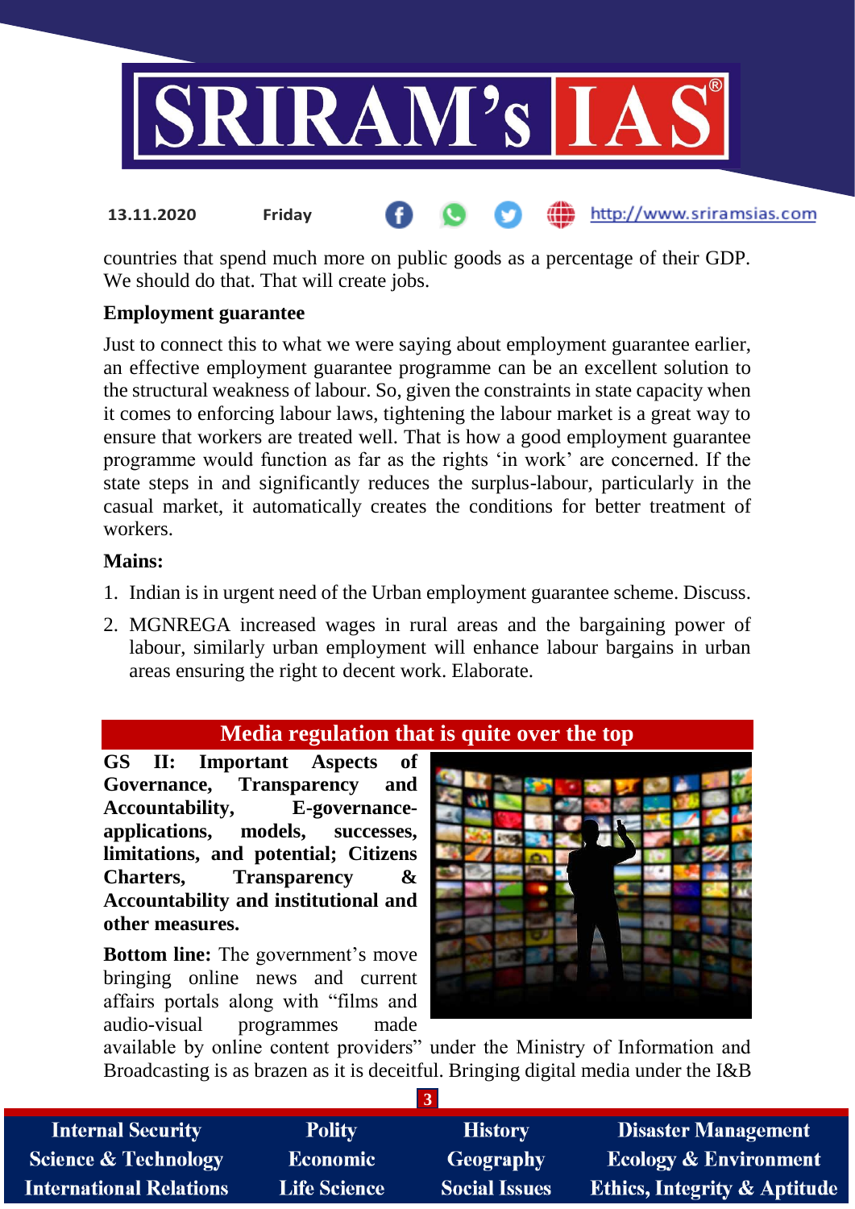countries that spend much more on public goods as a percentage of their GDP. We should do that. That will create jobs.

**Employment guarantee**

Just to connect this to what we were saying about employment guarantee earlier, an effective employment guarantee programme can be an excellent solution to the structural weakness of labour. So, given the constraints in state capacity when it comes to enforcing labour laws, tightening the labour market is a great way to ensure that workers are treated well. That is how a good employment guarantee programme would function as far as the rights 'in work' are concerned. If the state steps in and significantly reduces the surplus-labour, particularly in the casual market, it automatically creates the conditions for better treatment of workers.

**Mains:**

1. Indian is in urgent need of the Urban employment guarantee scheme. Discuss.
2. MGNREGA increased wages in rural areas and the bargaining power of labour, similarly urban employment will enhance labour bargains in urban areas ensuring the right to decent work. Elaborate.

## Media regulation that is quite over the top

**GS II: Important Aspects of Governance, Transparency and Accountability, E-governance- applications, models, successes, limitations, and potential; Citizens Charters, Transparency & Accountability and institutional and other measures.**

**Bottom line:** The government's move bringing online news and current affairs portals along with "films and audio-visual programmes made available by online content providers" under the Ministry of Information and Broadcasting is as brazen as it is deceitful. Bringing digital media under the I&B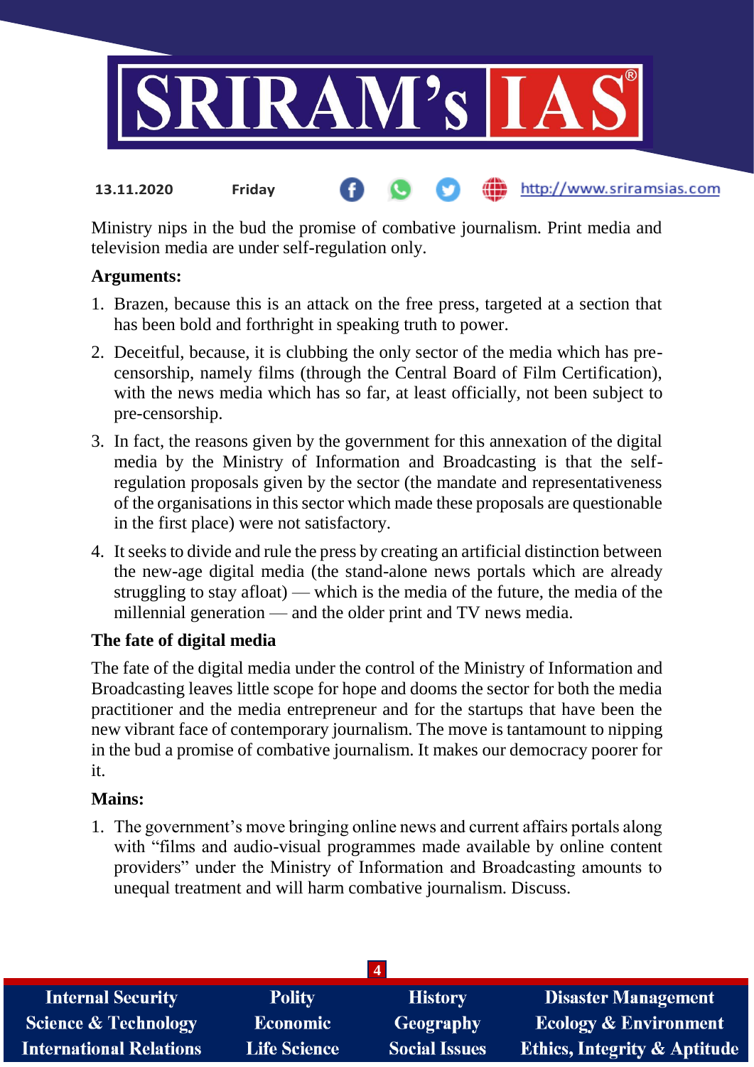Ministry nips in the bud the promise of combative journalism. Print media and television media are under self-regulation only.

**Arguments:**

1. Brazen, because this is an attack on the free press, targeted at a section that has been bold and forthright in speaking truth to power.
2. Deceitful, because, it is clubbing the only sector of the media which has pre-censorship, namely films (through the Central Board of Film Certification), with the news media which has so far, at least officially, not been subject to pre-censorship.
3. In fact, the reasons given by the government for this annexation of the digital media by the Ministry of Information and Broadcasting is that the self-regulation proposals given by the sector (the mandate and representativeness of the organisations in this sector which made these proposals are questionable in the first place) were not satisfactory.
4. It seeks to divide and rule the press by creating an artificial distinction between the new-age digital media (the stand-alone news portals which are already struggling to stay afloat) — which is the media of the future, the media of the millennial generation — and the older print and TV news media.

**The fate of digital media**

The fate of the digital media under the control of the Ministry of Information and Broadcasting leaves little scope for hope and dooms the sector for both the media practitioner and the media entrepreneur and for the startups that have been the new vibrant face of contemporary journalism. The move is tantamount to nipping in the bud a promise of combative journalism. It makes our democracy poorer for it.

**Mains:**

1. The government's move bringing online news and current affairs portals along with "films and audio-visual programmes made available by online content providers" under the Ministry of Information and Broadcasting amounts to unequal treatment and will harm combative journalism. Discuss.